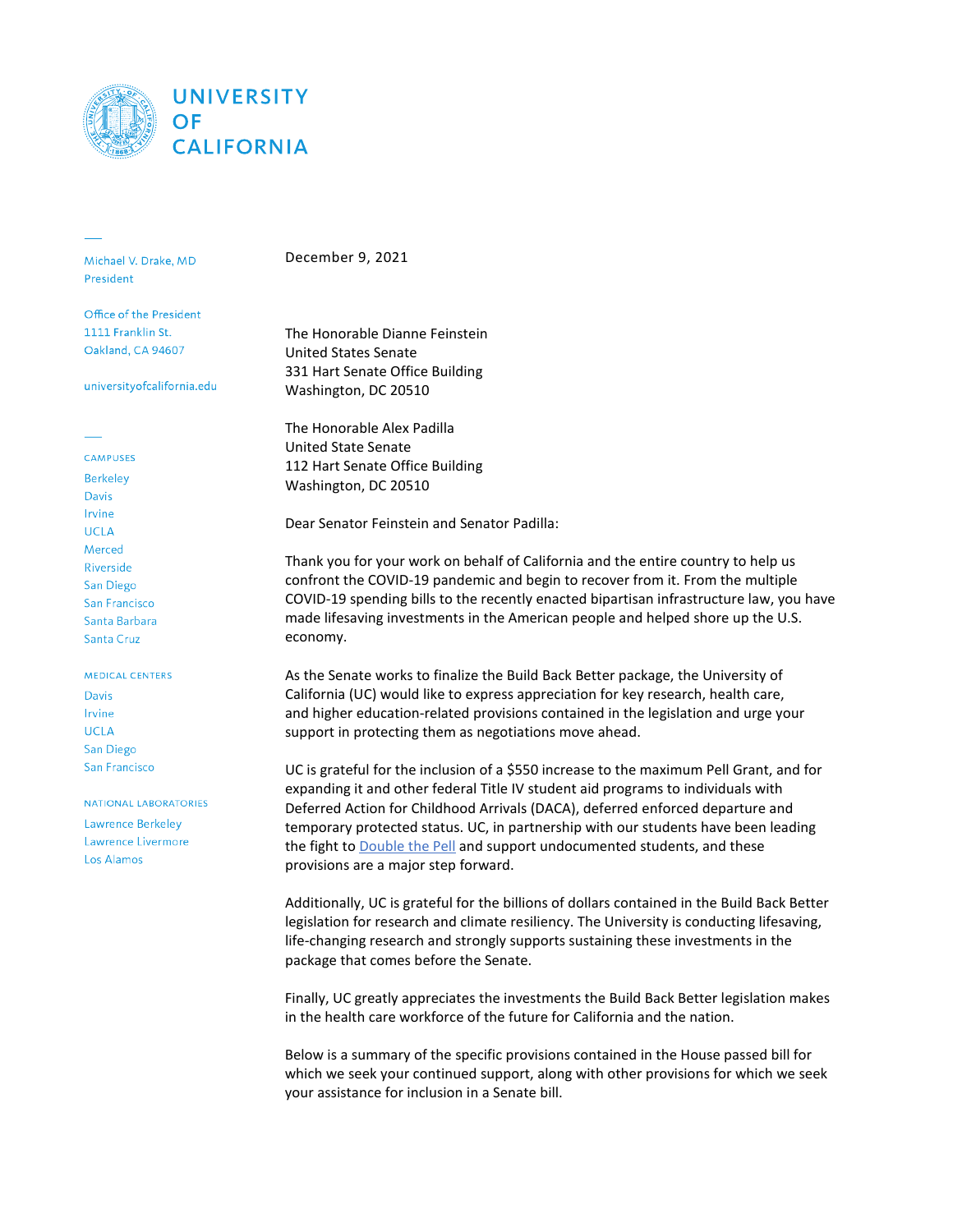# UNIVERSITY OF CALIFORNIA

Michael V. Drake, MD
President

Office of the President
1111 Franklin St.
Oakland, CA 94607

universityofcalifornia.edu

CAMPUSES
Berkeley
Davis
Irvine
UCLA
Merced
Riverside
San Diego
San Francisco
Santa Barbara
Santa Cruz

MEDICAL CENTERS
Davis
Irvine
UCLA
San Diego
San Francisco

NATIONAL LABORATORIES
Lawrence Berkeley
Lawrence Livermore
Los Alamos

December 9, 2021

The Honorable Dianne Feinstein
United States Senate
331 Hart Senate Office Building
Washington, DC 20510

The Honorable Alex Padilla
United State Senate
112 Hart Senate Office Building
Washington, DC 20510

Dear Senator Feinstein and Senator Padilla:

Thank you for your work on behalf of California and the entire country to help us confront the COVID-19 pandemic and begin to recover from it. From the multiple COVID-19 spending bills to the recently enacted bipartisan infrastructure law, you have made lifesaving investments in the American people and helped shore up the U.S. economy.

As the Senate works to finalize the Build Back Better package, the University of California (UC) would like to express appreciation for key research, health care, and higher education-related provisions contained in the legislation and urge your support in protecting them as negotiations move ahead.

UC is grateful for the inclusion of a $550 increase to the maximum Pell Grant, and for expanding it and other federal Title IV student aid programs to individuals with Deferred Action for Childhood Arrivals (DACA), deferred enforced departure and temporary protected status. UC, in partnership with our students have been leading the fight to Double the Pell and support undocumented students, and these provisions are a major step forward.

Additionally, UC is grateful for the billions of dollars contained in the Build Back Better legislation for research and climate resiliency. The University is conducting lifesaving, life-changing research and strongly supports sustaining these investments in the package that comes before the Senate.

Finally, UC greatly appreciates the investments the Build Back Better legislation makes in the health care workforce of the future for California and the nation.

Below is a summary of the specific provisions contained in the House passed bill for which we seek your continued support, along with other provisions for which we seek your assistance for inclusion in a Senate bill.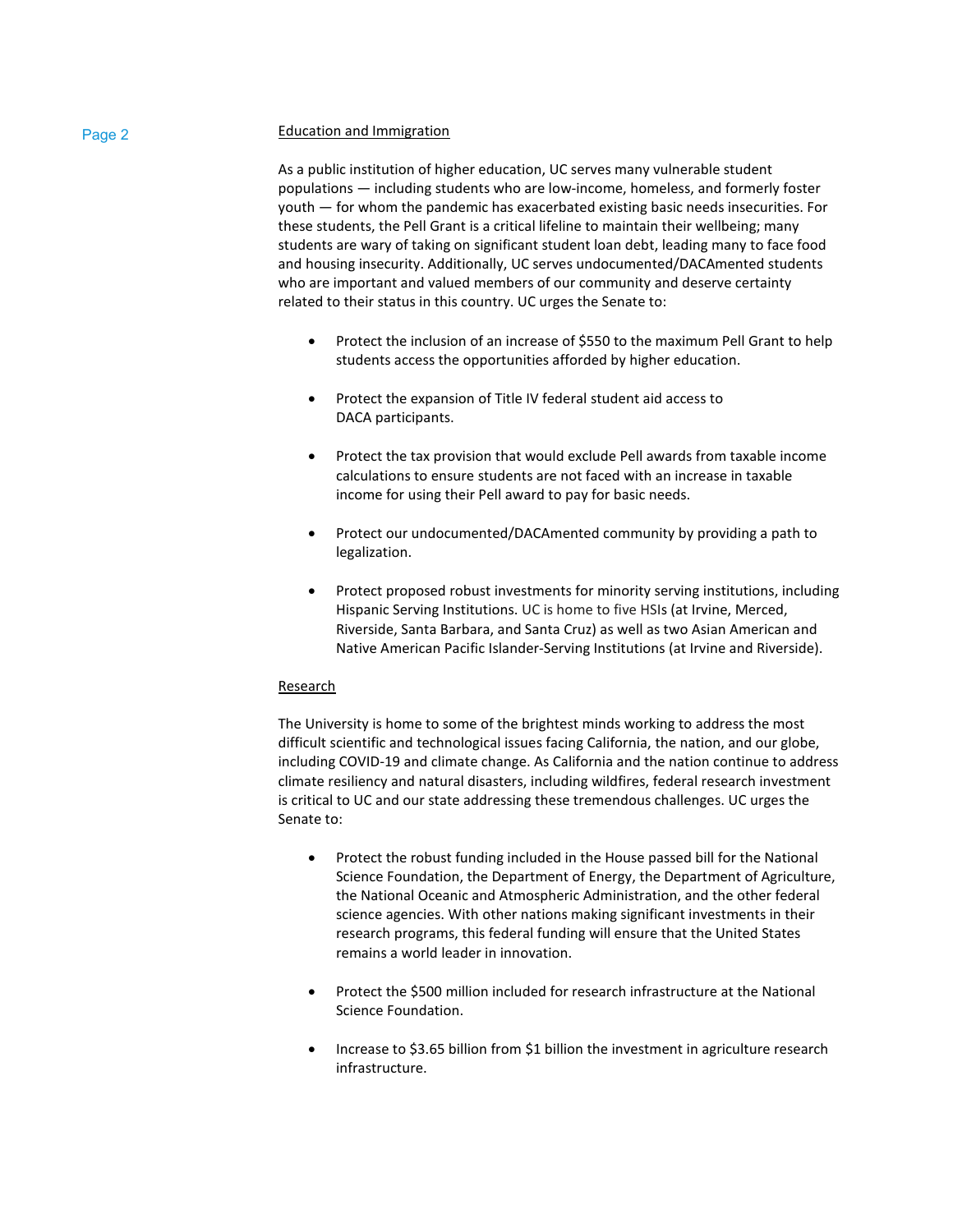## Education and Immigration

As a public institution of higher education, UC serves many vulnerable student populations — including students who are low-income, homeless, and formerly foster youth — for whom the pandemic has exacerbated existing basic needs insecurities. For these students, the Pell Grant is a critical lifeline to maintain their wellbeing; many students are wary of taking on significant student loan debt, leading many to face food and housing insecurity. Additionally, UC serves undocumented/DACAmented students who are important and valued members of our community and deserve certainty related to their status in this country. UC urges the Senate to:

- Protect the inclusion of an increase of $550 to the maximum Pell Grant to help students access the opportunities afforded by higher education.
- Protect the expansion of Title IV federal student aid access to DACA participants.
- Protect the tax provision that would exclude Pell awards from taxable income calculations to ensure students are not faced with an increase in taxable income for using their Pell award to pay for basic needs.
- Protect our undocumented/DACAmented community by providing a path to legalization.
- Protect proposed robust investments for minority serving institutions, including Hispanic Serving Institutions. UC is home to five HSIs (at Irvine, Merced, Riverside, Santa Barbara, and Santa Cruz) as well as two Asian American and Native American Pacific Islander-Serving Institutions (at Irvine and Riverside).

## Research

The University is home to some of the brightest minds working to address the most difficult scientific and technological issues facing California, the nation, and our globe, including COVID-19 and climate change. As California and the nation continue to address climate resiliency and natural disasters, including wildfires, federal research investment is critical to UC and our state addressing these tremendous challenges. UC urges the Senate to:

- Protect the robust funding included in the House passed bill for the National Science Foundation, the Department of Energy, the Department of Agriculture, the National Oceanic and Atmospheric Administration, and the other federal science agencies. With other nations making significant investments in their research programs, this federal funding will ensure that the United States remains a world leader in innovation.
- Protect the $500 million included for research infrastructure at the National Science Foundation.
- Increase to $3.65 billion from $1 billion the investment in agriculture research infrastructure.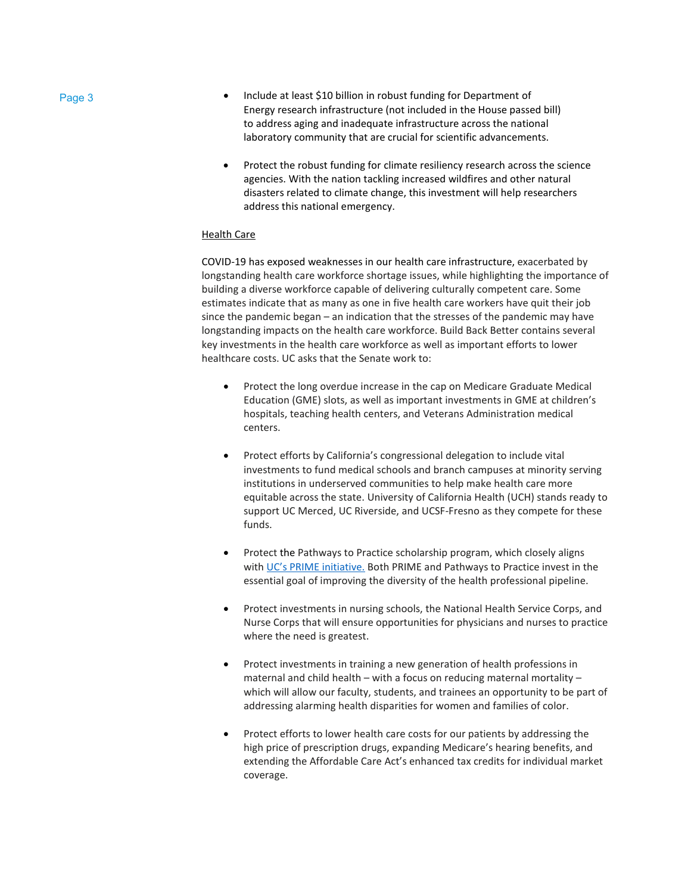- Include at least $10 billion in robust funding for Department of Energy research infrastructure (not included in the House passed bill) to address aging and inadequate infrastructure across the national laboratory community that are crucial for scientific advancements.

- Protect the robust funding for climate resiliency research across the science agencies. With the nation tackling increased wildfires and other natural disasters related to climate change, this investment will help researchers address this national emergency.

Health Care

COVID-19 has exposed weaknesses in our health care infrastructure, exacerbated by longstanding health care workforce shortage issues, while highlighting the importance of building a diverse workforce capable of delivering culturally competent care. Some estimates indicate that as many as one in five health care workers have quit their job since the pandemic began – an indication that the stresses of the pandemic may have longstanding impacts on the health care workforce. Build Back Better contains several key investments in the health care workforce as well as important efforts to lower healthcare costs. UC asks that the Senate work to:

- Protect the long overdue increase in the cap on Medicare Graduate Medical Education (GME) slots, as well as important investments in GME at children's hospitals, teaching health centers, and Veterans Administration medical centers.

- Protect efforts by California's congressional delegation to include vital investments to fund medical schools and branch campuses at minority serving institutions in underserved communities to help make health care more equitable across the state. University of California Health (UCH) stands ready to support UC Merced, UC Riverside, and UCSF-Fresno as they compete for these funds.

- Protect the Pathways to Practice scholarship program, which closely aligns with UC's PRIME initiative. Both PRIME and Pathways to Practice invest in the essential goal of improving the diversity of the health professional pipeline.

- Protect investments in nursing schools, the National Health Service Corps, and Nurse Corps that will ensure opportunities for physicians and nurses to practice where the need is greatest.

- Protect investments in training a new generation of health professions in maternal and child health – with a focus on reducing maternal mortality – which will allow our faculty, students, and trainees an opportunity to be part of addressing alarming health disparities for women and families of color.

- Protect efforts to lower health care costs for our patients by addressing the high price of prescription drugs, expanding Medicare's hearing benefits, and extending the Affordable Care Act's enhanced tax credits for individual market coverage.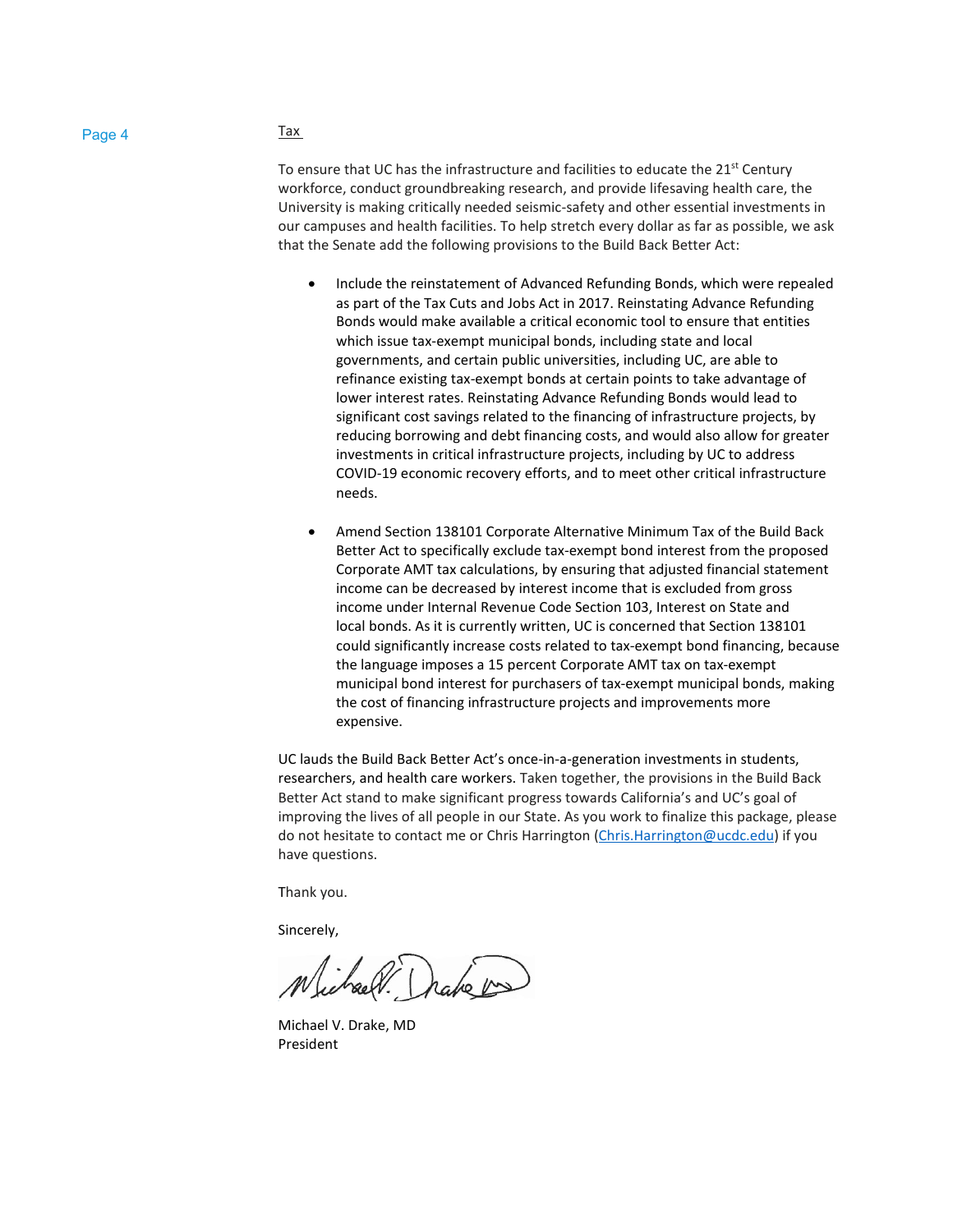Tax

To ensure that UC has the infrastructure and facilities to educate the 21st Century workforce, conduct groundbreaking research, and provide lifesaving health care, the University is making critically needed seismic-safety and other essential investments in our campuses and health facilities. To help stretch every dollar as far as possible, we ask that the Senate add the following provisions to the Build Back Better Act:

- Include the reinstatement of Advanced Refunding Bonds, which were repealed as part of the Tax Cuts and Jobs Act in 2017. Reinstating Advance Refunding Bonds would make available a critical economic tool to ensure that entities which issue tax-exempt municipal bonds, including state and local governments, and certain public universities, including UC, are able to refinance existing tax-exempt bonds at certain points to take advantage of lower interest rates. Reinstating Advance Refunding Bonds would lead to significant cost savings related to the financing of infrastructure projects, by reducing borrowing and debt financing costs, and would also allow for greater investments in critical infrastructure projects, including by UC to address COVID-19 economic recovery efforts, and to meet other critical infrastructure needs.

- Amend Section 138101 Corporate Alternative Minimum Tax of the Build Back Better Act to specifically exclude tax-exempt bond interest from the proposed Corporate AMT tax calculations, by ensuring that adjusted financial statement income can be decreased by interest income that is excluded from gross income under Internal Revenue Code Section 103, Interest on State and local bonds. As it is currently written, UC is concerned that Section 138101 could significantly increase costs related to tax-exempt bond financing, because the language imposes a 15 percent Corporate AMT tax on tax-exempt municipal bond interest for purchasers of tax-exempt municipal bonds, making the cost of financing infrastructure projects and improvements more expensive.

UC lauds the Build Back Better Act's once-in-a-generation investments in students, researchers, and health care workers. Taken together, the provisions in the Build Back Better Act stand to make significant progress towards California's and UC's goal of improving the lives of all people in our State. As you work to finalize this package, please do not hesitate to contact me or Chris Harrington (Chris.Harrington@ucdc.edu) if you have questions.

Thank you.

Sincerely,

Michael V. Drake, MD
President